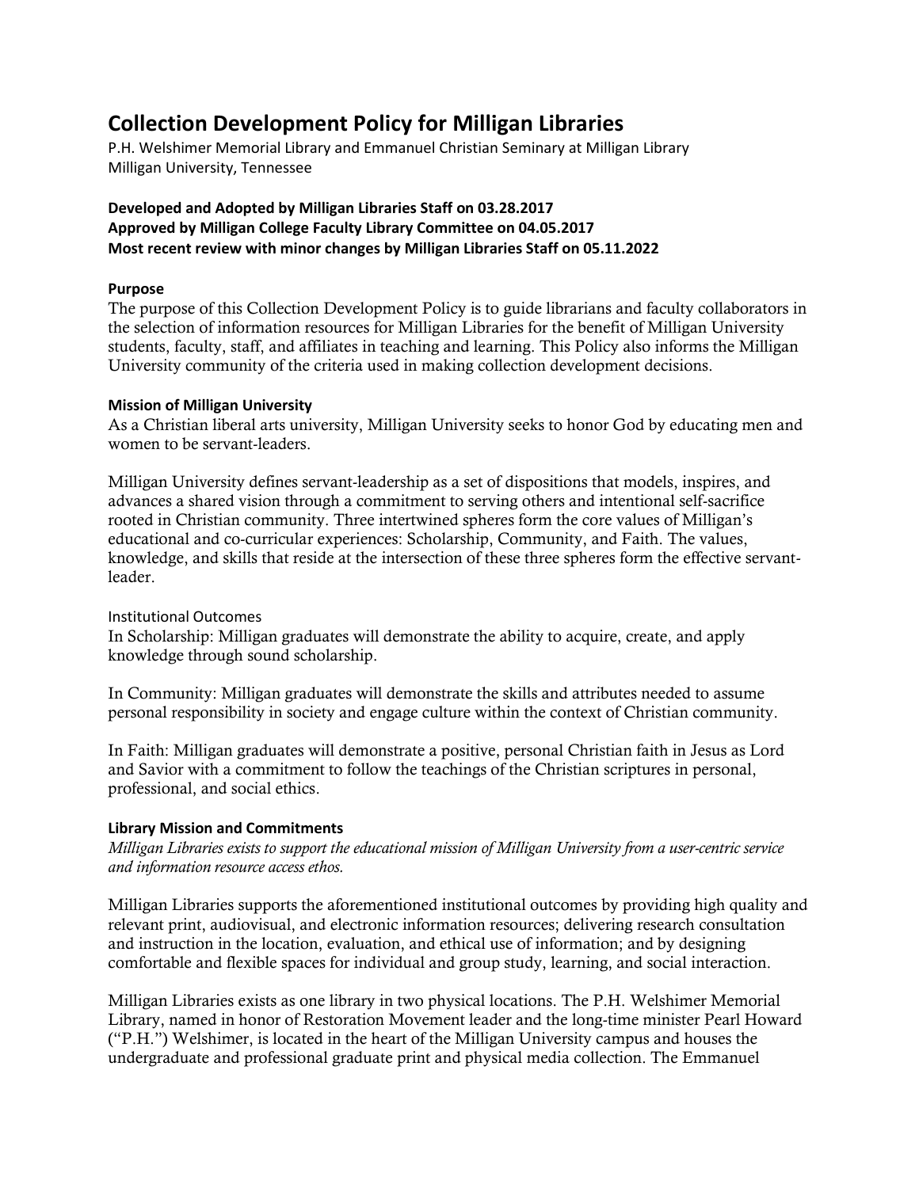# Collection Development Policy for Milligan Libraries

P.H. Welshimer Memorial Library and Emmanuel Christian Seminary at Milligan Library
Milligan University, Tennessee

**Developed and Adopted by Milligan Libraries Staff on 03.28.2017**
**Approved by Milligan College Faculty Library Committee on 04.05.2017**
**Most recent review with minor changes by Milligan Libraries Staff on 05.11.2022**

### Purpose

The purpose of this Collection Development Policy is to guide librarians and faculty collaborators in the selection of information resources for Milligan Libraries for the benefit of Milligan University students, faculty, staff, and affiliates in teaching and learning. This Policy also informs the Milligan University community of the criteria used in making collection development decisions.

### Mission of Milligan University

As a Christian liberal arts university, Milligan University seeks to honor God by educating men and women to be servant-leaders.

Milligan University defines servant-leadership as a set of dispositions that models, inspires, and advances a shared vision through a commitment to serving others and intentional self-sacrifice rooted in Christian community. Three intertwined spheres form the core values of Milligan's educational and co-curricular experiences: Scholarship, Community, and Faith. The values, knowledge, and skills that reside at the intersection of these three spheres form the effective servant-leader.

#### Institutional Outcomes

In Scholarship: Milligan graduates will demonstrate the ability to acquire, create, and apply knowledge through sound scholarship.

In Community: Milligan graduates will demonstrate the skills and attributes needed to assume personal responsibility in society and engage culture within the context of Christian community.

In Faith: Milligan graduates will demonstrate a positive, personal Christian faith in Jesus as Lord and Savior with a commitment to follow the teachings of the Christian scriptures in personal, professional, and social ethics.

### Library Mission and Commitments

*Milligan Libraries exists to support the educational mission of Milligan University from a user-centric service and information resource access ethos.*

Milligan Libraries supports the aforementioned institutional outcomes by providing high quality and relevant print, audiovisual, and electronic information resources; delivering research consultation and instruction in the location, evaluation, and ethical use of information; and by designing comfortable and flexible spaces for individual and group study, learning, and social interaction.

Milligan Libraries exists as one library in two physical locations. The P.H. Welshimer Memorial Library, named in honor of Restoration Movement leader and the long-time minister Pearl Howard ("P.H.") Welshimer, is located in the heart of the Milligan University campus and houses the undergraduate and professional graduate print and physical media collection. The Emmanuel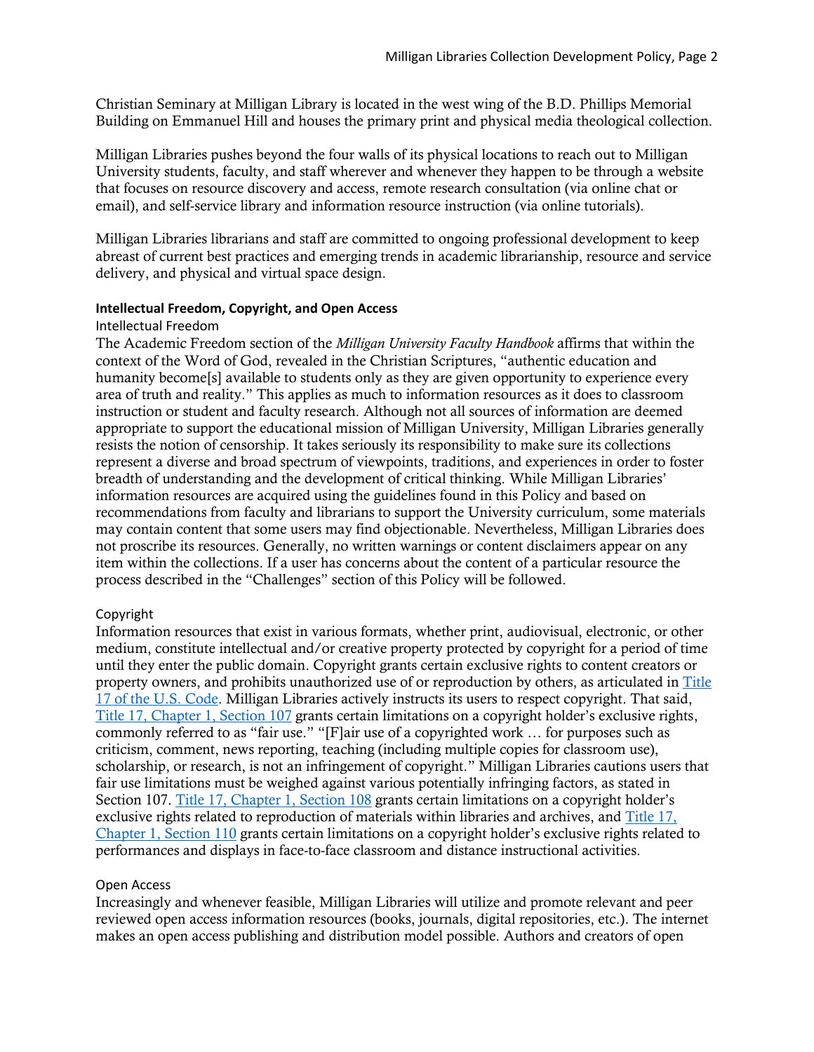Christian Seminary at Milligan Library is located in the west wing of the B.D. Phillips Memorial Building on Emmanuel Hill and houses the primary print and physical media theological collection.

Milligan Libraries pushes beyond the four walls of its physical locations to reach out to Milligan University students, faculty, and staff wherever and whenever they happen to be through a website that focuses on resource discovery and access, remote research consultation (via online chat or email), and self-service library and information resource instruction (via online tutorials).

Milligan Libraries librarians and staff are committed to ongoing professional development to keep abreast of current best practices and emerging trends in academic librarianship, resource and service delivery, and physical and virtual space design.

## Intellectual Freedom, Copyright, and Open Access

### Intellectual Freedom

The Academic Freedom section of the *Milligan University Faculty Handbook* affirms that within the context of the Word of God, revealed in the Christian Scriptures, "authentic education and humanity become[s] available to students only as they are given opportunity to experience every area of truth and reality." This applies as much to information resources as it does to classroom instruction or student and faculty research. Although not all sources of information are deemed appropriate to support the educational mission of Milligan University, Milligan Libraries generally resists the notion of censorship. It takes seriously its responsibility to make sure its collections represent a diverse and broad spectrum of viewpoints, traditions, and experiences in order to foster breadth of understanding and the development of critical thinking. While Milligan Libraries' information resources are acquired using the guidelines found in this Policy and based on recommendations from faculty and librarians to support the University curriculum, some materials may contain content that some users may find objectionable. Nevertheless, Milligan Libraries does not proscribe its resources. Generally, no written warnings or content disclaimers appear on any item within the collections. If a user has concerns about the content of a particular resource the process described in the "Challenges" section of this Policy will be followed.

### Copyright

Information resources that exist in various formats, whether print, audiovisual, electronic, or other medium, constitute intellectual and/or creative property protected by copyright for a period of time until they enter the public domain. Copyright grants certain exclusive rights to content creators or property owners, and prohibits unauthorized use of or reproduction by others, as articulated in Title 17 of the U.S. Code. Milligan Libraries actively instructs its users to respect copyright. That said, Title 17, Chapter 1, Section 107 grants certain limitations on a copyright holder's exclusive rights, commonly referred to as "fair use." "[F]air use of a copyrighted work … for purposes such as criticism, comment, news reporting, teaching (including multiple copies for classroom use), scholarship, or research, is not an infringement of copyright." Milligan Libraries cautions users that fair use limitations must be weighed against various potentially infringing factors, as stated in Section 107. Title 17, Chapter 1, Section 108 grants certain limitations on a copyright holder's exclusive rights related to reproduction of materials within libraries and archives, and Title 17, Chapter 1, Section 110 grants certain limitations on a copyright holder's exclusive rights related to performances and displays in face-to-face classroom and distance instructional activities.

### Open Access

Increasingly and whenever feasible, Milligan Libraries will utilize and promote relevant and peer reviewed open access information resources (books, journals, digital repositories, etc.). The internet makes an open access publishing and distribution model possible. Authors and creators of open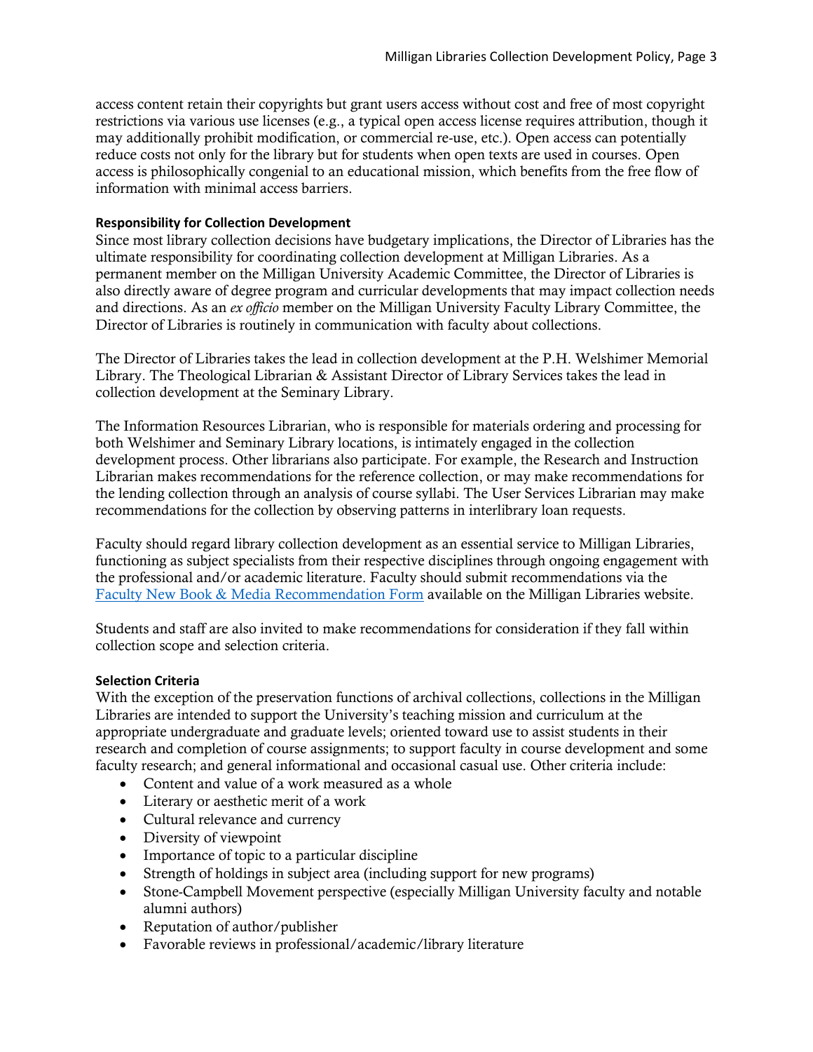access content retain their copyrights but grant users access without cost and free of most copyright restrictions via various use licenses (e.g., a typical open access license requires attribution, though it may additionally prohibit modification, or commercial re-use, etc.). Open access can potentially reduce costs not only for the library but for students when open texts are used in courses. Open access is philosophically congenial to an educational mission, which benefits from the free flow of information with minimal access barriers.

**Responsibility for Collection Development**

Since most library collection decisions have budgetary implications, the Director of Libraries has the ultimate responsibility for coordinating collection development at Milligan Libraries. As a permanent member on the Milligan University Academic Committee, the Director of Libraries is also directly aware of degree program and curricular developments that may impact collection needs and directions. As an *ex officio* member on the Milligan University Faculty Library Committee, the Director of Libraries is routinely in communication with faculty about collections.

The Director of Libraries takes the lead in collection development at the P.H. Welshimer Memorial Library. The Theological Librarian & Assistant Director of Library Services takes the lead in collection development at the Seminary Library.

The Information Resources Librarian, who is responsible for materials ordering and processing for both Welshimer and Seminary Library locations, is intimately engaged in the collection development process. Other librarians also participate. For example, the Research and Instruction Librarian makes recommendations for the reference collection, or may make recommendations for the lending collection through an analysis of course syllabi. The User Services Librarian may make recommendations for the collection by observing patterns in interlibrary loan requests.

Faculty should regard library collection development as an essential service to Milligan Libraries, functioning as subject specialists from their respective disciplines through ongoing engagement with the professional and/or academic literature. Faculty should submit recommendations via the Faculty New Book & Media Recommendation Form available on the Milligan Libraries website.

Students and staff are also invited to make recommendations for consideration if they fall within collection scope and selection criteria.

**Selection Criteria**

With the exception of the preservation functions of archival collections, collections in the Milligan Libraries are intended to support the University's teaching mission and curriculum at the appropriate undergraduate and graduate levels; oriented toward use to assist students in their research and completion of course assignments; to support faculty in course development and some faculty research; and general informational and occasional casual use. Other criteria include:

- Content and value of a work measured as a whole
- Literary or aesthetic merit of a work
- Cultural relevance and currency
- Diversity of viewpoint
- Importance of topic to a particular discipline
- Strength of holdings in subject area (including support for new programs)
- Stone-Campbell Movement perspective (especially Milligan University faculty and notable alumni authors)
- Reputation of author/publisher
- Favorable reviews in professional/academic/library literature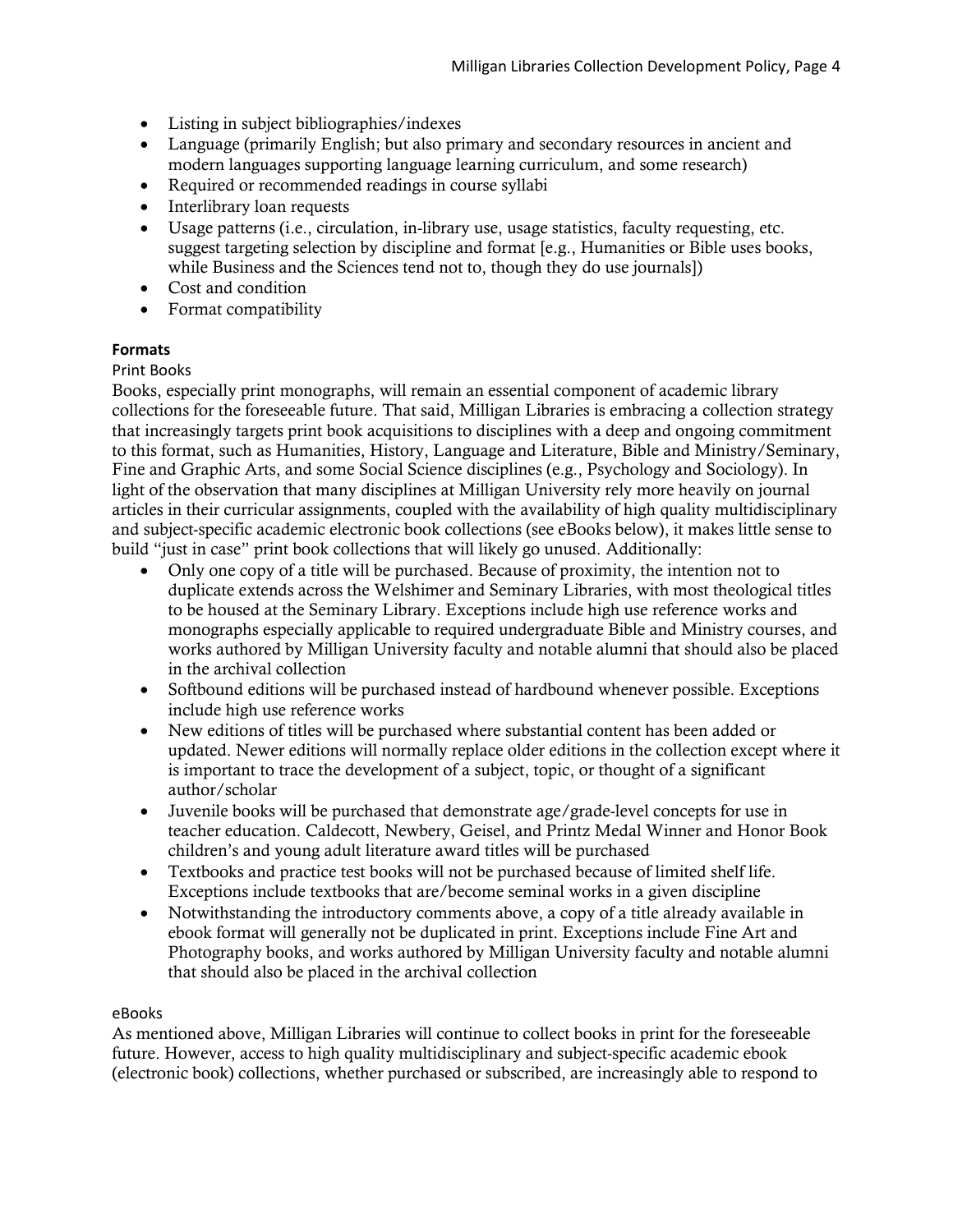- Listing in subject bibliographies/indexes
- Language (primarily English; but also primary and secondary resources in ancient and modern languages supporting language learning curriculum, and some research)
- Required or recommended readings in course syllabi
- Interlibrary loan requests
- Usage patterns (i.e., circulation, in-library use, usage statistics, faculty requesting, etc. suggest targeting selection by discipline and format [e.g., Humanities or Bible uses books, while Business and the Sciences tend not to, though they do use journals])
- Cost and condition
- Format compatibility

**Formats**

Print Books

Books, especially print monographs, will remain an essential component of academic library collections for the foreseeable future. That said, Milligan Libraries is embracing a collection strategy that increasingly targets print book acquisitions to disciplines with a deep and ongoing commitment to this format, such as Humanities, History, Language and Literature, Bible and Ministry/Seminary, Fine and Graphic Arts, and some Social Science disciplines (e.g., Psychology and Sociology). In light of the observation that many disciplines at Milligan University rely more heavily on journal articles in their curricular assignments, coupled with the availability of high quality multidisciplinary and subject-specific academic electronic book collections (see eBooks below), it makes little sense to build "just in case" print book collections that will likely go unused. Additionally:

- Only one copy of a title will be purchased. Because of proximity, the intention not to duplicate extends across the Welshimer and Seminary Libraries, with most theological titles to be housed at the Seminary Library. Exceptions include high use reference works and monographs especially applicable to required undergraduate Bible and Ministry courses, and works authored by Milligan University faculty and notable alumni that should also be placed in the archival collection
- Softbound editions will be purchased instead of hardbound whenever possible. Exceptions include high use reference works
- New editions of titles will be purchased where substantial content has been added or updated. Newer editions will normally replace older editions in the collection except where it is important to trace the development of a subject, topic, or thought of a significant author/scholar
- Juvenile books will be purchased that demonstrate age/grade-level concepts for use in teacher education. Caldecott, Newbery, Geisel, and Printz Medal Winner and Honor Book children's and young adult literature award titles will be purchased
- Textbooks and practice test books will not be purchased because of limited shelf life. Exceptions include textbooks that are/become seminal works in a given discipline
- Notwithstanding the introductory comments above, a copy of a title already available in ebook format will generally not be duplicated in print. Exceptions include Fine Art and Photography books, and works authored by Milligan University faculty and notable alumni that should also be placed in the archival collection

eBooks

As mentioned above, Milligan Libraries will continue to collect books in print for the foreseeable future. However, access to high quality multidisciplinary and subject-specific academic ebook (electronic book) collections, whether purchased or subscribed, are increasingly able to respond to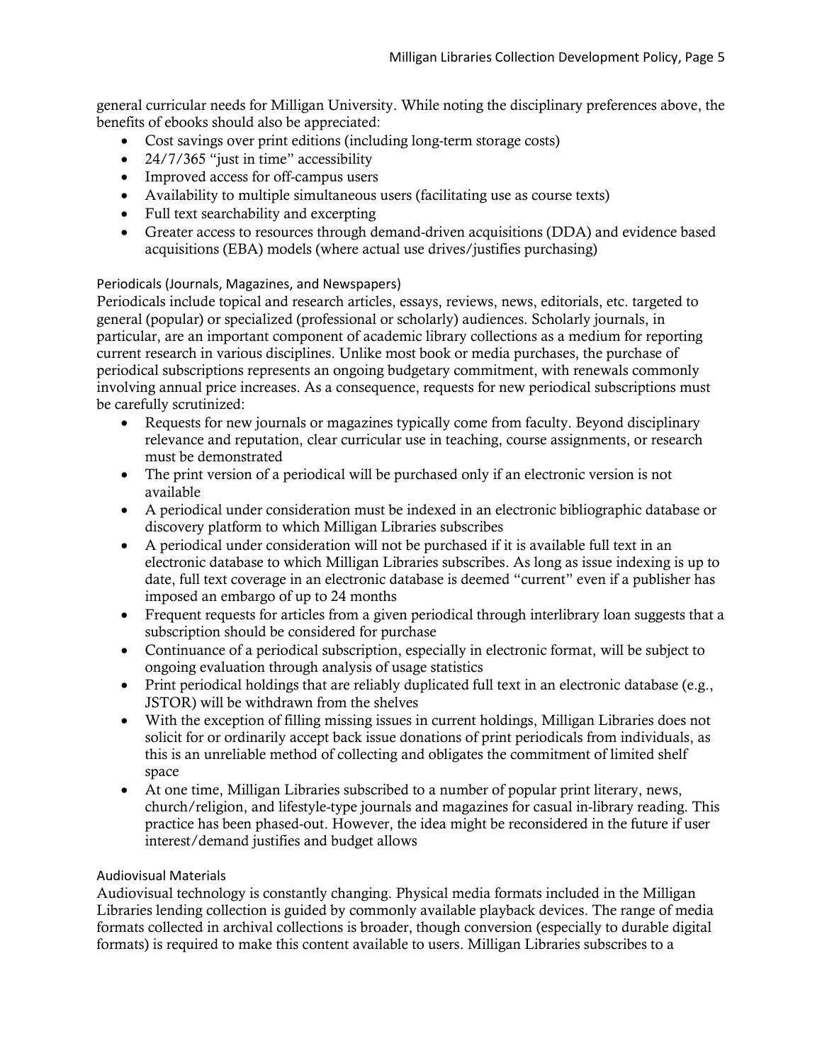general curricular needs for Milligan University. While noting the disciplinary preferences above, the benefits of ebooks should also be appreciated:

- Cost savings over print editions (including long-term storage costs)
- 24/7/365 "just in time" accessibility
- Improved access for off-campus users
- Availability to multiple simultaneous users (facilitating use as course texts)
- Full text searchability and excerpting
- Greater access to resources through demand-driven acquisitions (DDA) and evidence based acquisitions (EBA) models (where actual use drives/justifies purchasing)

### Periodicals (Journals, Magazines, and Newspapers)

Periodicals include topical and research articles, essays, reviews, news, editorials, etc. targeted to general (popular) or specialized (professional or scholarly) audiences. Scholarly journals, in particular, are an important component of academic library collections as a medium for reporting current research in various disciplines. Unlike most book or media purchases, the purchase of periodical subscriptions represents an ongoing budgetary commitment, with renewals commonly involving annual price increases. As a consequence, requests for new periodical subscriptions must be carefully scrutinized:

- Requests for new journals or magazines typically come from faculty. Beyond disciplinary relevance and reputation, clear curricular use in teaching, course assignments, or research must be demonstrated
- The print version of a periodical will be purchased only if an electronic version is not available
- A periodical under consideration must be indexed in an electronic bibliographic database or discovery platform to which Milligan Libraries subscribes
- A periodical under consideration will not be purchased if it is available full text in an electronic database to which Milligan Libraries subscribes. As long as issue indexing is up to date, full text coverage in an electronic database is deemed "current" even if a publisher has imposed an embargo of up to 24 months
- Frequent requests for articles from a given periodical through interlibrary loan suggests that a subscription should be considered for purchase
- Continuance of a periodical subscription, especially in electronic format, will be subject to ongoing evaluation through analysis of usage statistics
- Print periodical holdings that are reliably duplicated full text in an electronic database (e.g., JSTOR) will be withdrawn from the shelves
- With the exception of filling missing issues in current holdings, Milligan Libraries does not solicit for or ordinarily accept back issue donations of print periodicals from individuals, as this is an unreliable method of collecting and obligates the commitment of limited shelf space
- At one time, Milligan Libraries subscribed to a number of popular print literary, news, church/religion, and lifestyle-type journals and magazines for casual in-library reading. This practice has been phased-out. However, the idea might be reconsidered in the future if user interest/demand justifies and budget allows

### Audiovisual Materials

Audiovisual technology is constantly changing. Physical media formats included in the Milligan Libraries lending collection is guided by commonly available playback devices. The range of media formats collected in archival collections is broader, though conversion (especially to durable digital formats) is required to make this content available to users. Milligan Libraries subscribes to a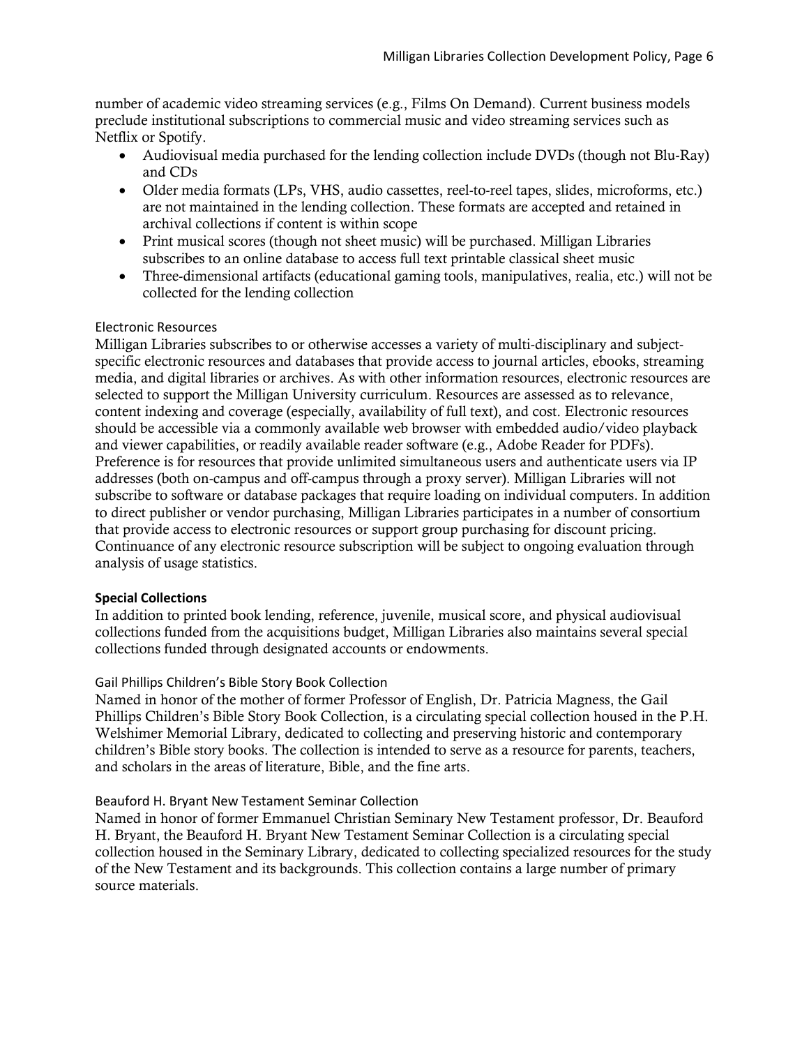number of academic video streaming services (e.g., Films On Demand). Current business models preclude institutional subscriptions to commercial music and video streaming services such as Netflix or Spotify.

- Audiovisual media purchased for the lending collection include DVDs (though not Blu-Ray) and CDs
- Older media formats (LPs, VHS, audio cassettes, reel-to-reel tapes, slides, microforms, etc.) are not maintained in the lending collection. These formats are accepted and retained in archival collections if content is within scope
- Print musical scores (though not sheet music) will be purchased. Milligan Libraries subscribes to an online database to access full text printable classical sheet music
- Three-dimensional artifacts (educational gaming tools, manipulatives, realia, etc.) will not be collected for the lending collection

### Electronic Resources

Milligan Libraries subscribes to or otherwise accesses a variety of multi-disciplinary and subject-specific electronic resources and databases that provide access to journal articles, ebooks, streaming media, and digital libraries or archives. As with other information resources, electronic resources are selected to support the Milligan University curriculum. Resources are assessed as to relevance, content indexing and coverage (especially, availability of full text), and cost. Electronic resources should be accessible via a commonly available web browser with embedded audio/video playback and viewer capabilities, or readily available reader software (e.g., Adobe Reader for PDFs). Preference is for resources that provide unlimited simultaneous users and authenticate users via IP addresses (both on-campus and off-campus through a proxy server). Milligan Libraries will not subscribe to software or database packages that require loading on individual computers. In addition to direct publisher or vendor purchasing, Milligan Libraries participates in a number of consortium that provide access to electronic resources or support group purchasing for discount pricing. Continuance of any electronic resource subscription will be subject to ongoing evaluation through analysis of usage statistics.

## Special Collections

In addition to printed book lending, reference, juvenile, musical score, and physical audiovisual collections funded from the acquisitions budget, Milligan Libraries also maintains several special collections funded through designated accounts or endowments.

### Gail Phillips Children's Bible Story Book Collection

Named in honor of the mother of former Professor of English, Dr. Patricia Magness, the Gail Phillips Children's Bible Story Book Collection, is a circulating special collection housed in the P.H. Welshimer Memorial Library, dedicated to collecting and preserving historic and contemporary children's Bible story books. The collection is intended to serve as a resource for parents, teachers, and scholars in the areas of literature, Bible, and the fine arts.

### Beauford H. Bryant New Testament Seminar Collection

Named in honor of former Emmanuel Christian Seminary New Testament professor, Dr. Beauford H. Bryant, the Beauford H. Bryant New Testament Seminar Collection is a circulating special collection housed in the Seminary Library, dedicated to collecting specialized resources for the study of the New Testament and its backgrounds. This collection contains a large number of primary source materials.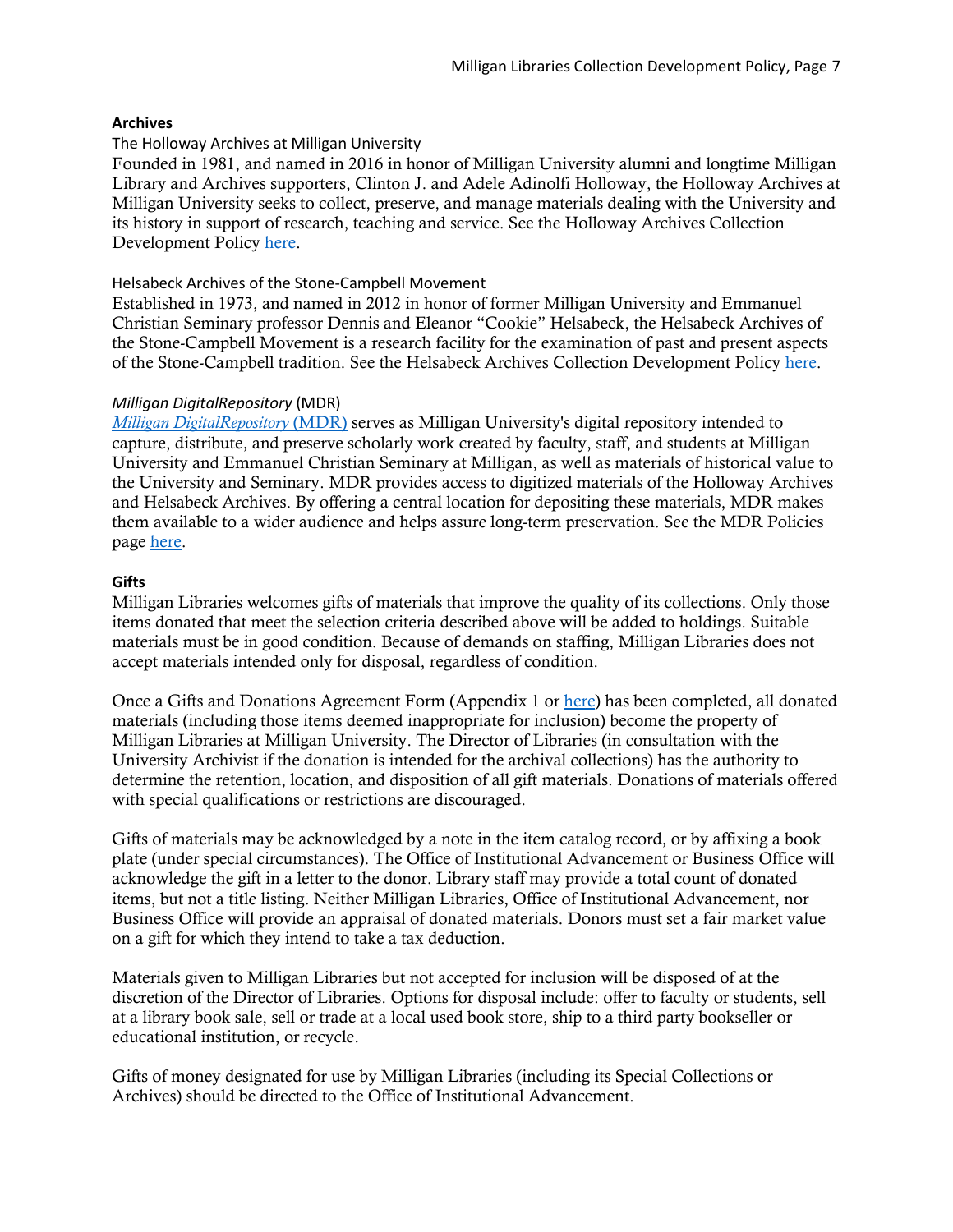**Archives**

The Holloway Archives at Milligan University

Founded in 1981, and named in 2016 in honor of Milligan University alumni and longtime Milligan Library and Archives supporters, Clinton J. and Adele Adinolfi Holloway, the Holloway Archives at Milligan University seeks to collect, preserve, and manage materials dealing with the University and its history in support of research, teaching and service. See the Holloway Archives Collection Development Policy here.

Helsabeck Archives of the Stone-Campbell Movement

Established in 1973, and named in 2012 in honor of former Milligan University and Emmanuel Christian Seminary professor Dennis and Eleanor "Cookie" Helsabeck, the Helsabeck Archives of the Stone-Campbell Movement is a research facility for the examination of past and present aspects of the Stone-Campbell tradition. See the Helsabeck Archives Collection Development Policy here.

*Milligan DigitalRepository* (MDR)

*Milligan DigitalRepository* (MDR) serves as Milligan University's digital repository intended to capture, distribute, and preserve scholarly work created by faculty, staff, and students at Milligan University and Emmanuel Christian Seminary at Milligan, as well as materials of historical value to the University and Seminary. MDR provides access to digitized materials of the Holloway Archives and Helsabeck Archives. By offering a central location for depositing these materials, MDR makes them available to a wider audience and helps assure long-term preservation. See the MDR Policies page here.

**Gifts**

Milligan Libraries welcomes gifts of materials that improve the quality of its collections. Only those items donated that meet the selection criteria described above will be added to holdings. Suitable materials must be in good condition. Because of demands on staffing, Milligan Libraries does not accept materials intended only for disposal, regardless of condition.

Once a Gifts and Donations Agreement Form (Appendix 1 or here) has been completed, all donated materials (including those items deemed inappropriate for inclusion) become the property of Milligan Libraries at Milligan University. The Director of Libraries (in consultation with the University Archivist if the donation is intended for the archival collections) has the authority to determine the retention, location, and disposition of all gift materials. Donations of materials offered with special qualifications or restrictions are discouraged.

Gifts of materials may be acknowledged by a note in the item catalog record, or by affixing a book plate (under special circumstances). The Office of Institutional Advancement or Business Office will acknowledge the gift in a letter to the donor. Library staff may provide a total count of donated items, but not a title listing. Neither Milligan Libraries, Office of Institutional Advancement, nor Business Office will provide an appraisal of donated materials. Donors must set a fair market value on a gift for which they intend to take a tax deduction.

Materials given to Milligan Libraries but not accepted for inclusion will be disposed of at the discretion of the Director of Libraries. Options for disposal include: offer to faculty or students, sell at a library book sale, sell or trade at a local used book store, ship to a third party bookseller or educational institution, or recycle.

Gifts of money designated for use by Milligan Libraries (including its Special Collections or Archives) should be directed to the Office of Institutional Advancement.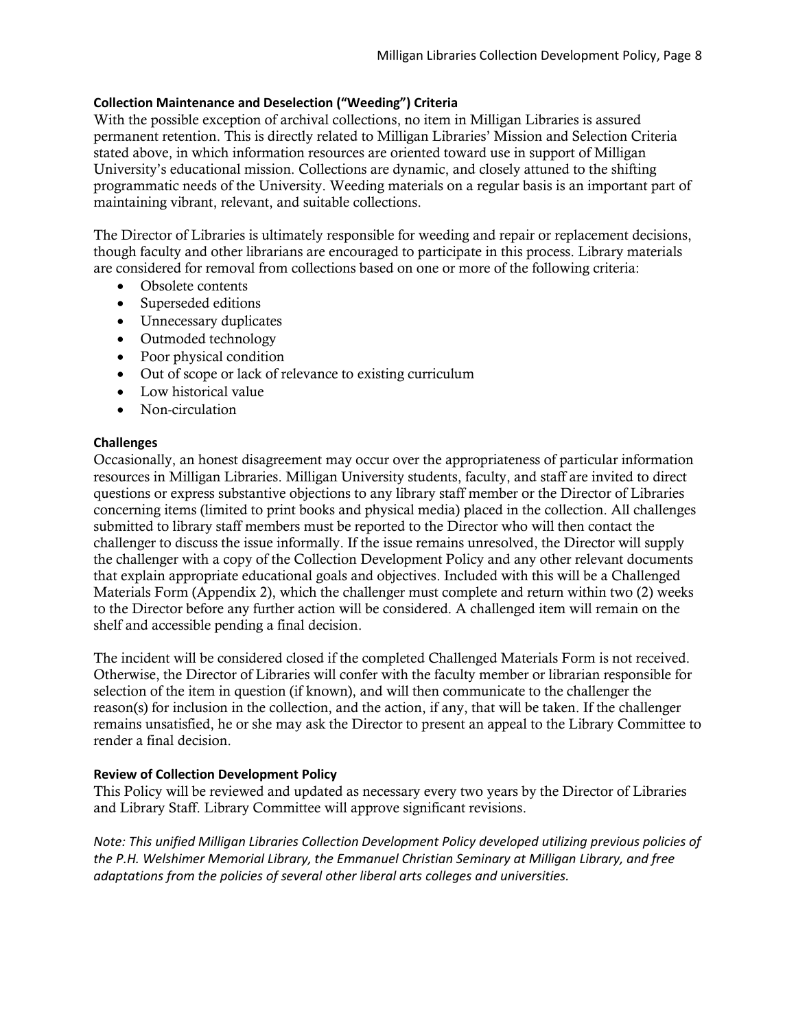### Collection Maintenance and Deselection ("Weeding") Criteria

With the possible exception of archival collections, no item in Milligan Libraries is assured permanent retention. This is directly related to Milligan Libraries' Mission and Selection Criteria stated above, in which information resources are oriented toward use in support of Milligan University's educational mission. Collections are dynamic, and closely attuned to the shifting programmatic needs of the University. Weeding materials on a regular basis is an important part of maintaining vibrant, relevant, and suitable collections.

The Director of Libraries is ultimately responsible for weeding and repair or replacement decisions, though faculty and other librarians are encouraged to participate in this process. Library materials are considered for removal from collections based on one or more of the following criteria:

- Obsolete contents
- Superseded editions
- Unnecessary duplicates
- Outmoded technology
- Poor physical condition
- Out of scope or lack of relevance to existing curriculum
- Low historical value
- Non-circulation

### Challenges

Occasionally, an honest disagreement may occur over the appropriateness of particular information resources in Milligan Libraries. Milligan University students, faculty, and staff are invited to direct questions or express substantive objections to any library staff member or the Director of Libraries concerning items (limited to print books and physical media) placed in the collection. All challenges submitted to library staff members must be reported to the Director who will then contact the challenger to discuss the issue informally. If the issue remains unresolved, the Director will supply the challenger with a copy of the Collection Development Policy and any other relevant documents that explain appropriate educational goals and objectives. Included with this will be a Challenged Materials Form (Appendix 2), which the challenger must complete and return within two (2) weeks to the Director before any further action will be considered. A challenged item will remain on the shelf and accessible pending a final decision.

The incident will be considered closed if the completed Challenged Materials Form is not received. Otherwise, the Director of Libraries will confer with the faculty member or librarian responsible for selection of the item in question (if known), and will then communicate to the challenger the reason(s) for inclusion in the collection, and the action, if any, that will be taken. If the challenger remains unsatisfied, he or she may ask the Director to present an appeal to the Library Committee to render a final decision.

### Review of Collection Development Policy

This Policy will be reviewed and updated as necessary every two years by the Director of Libraries and Library Staff. Library Committee will approve significant revisions.

*Note: This unified Milligan Libraries Collection Development Policy developed utilizing previous policies of the P.H. Welshimer Memorial Library, the Emmanuel Christian Seminary at Milligan Library, and free adaptations from the policies of several other liberal arts colleges and universities.*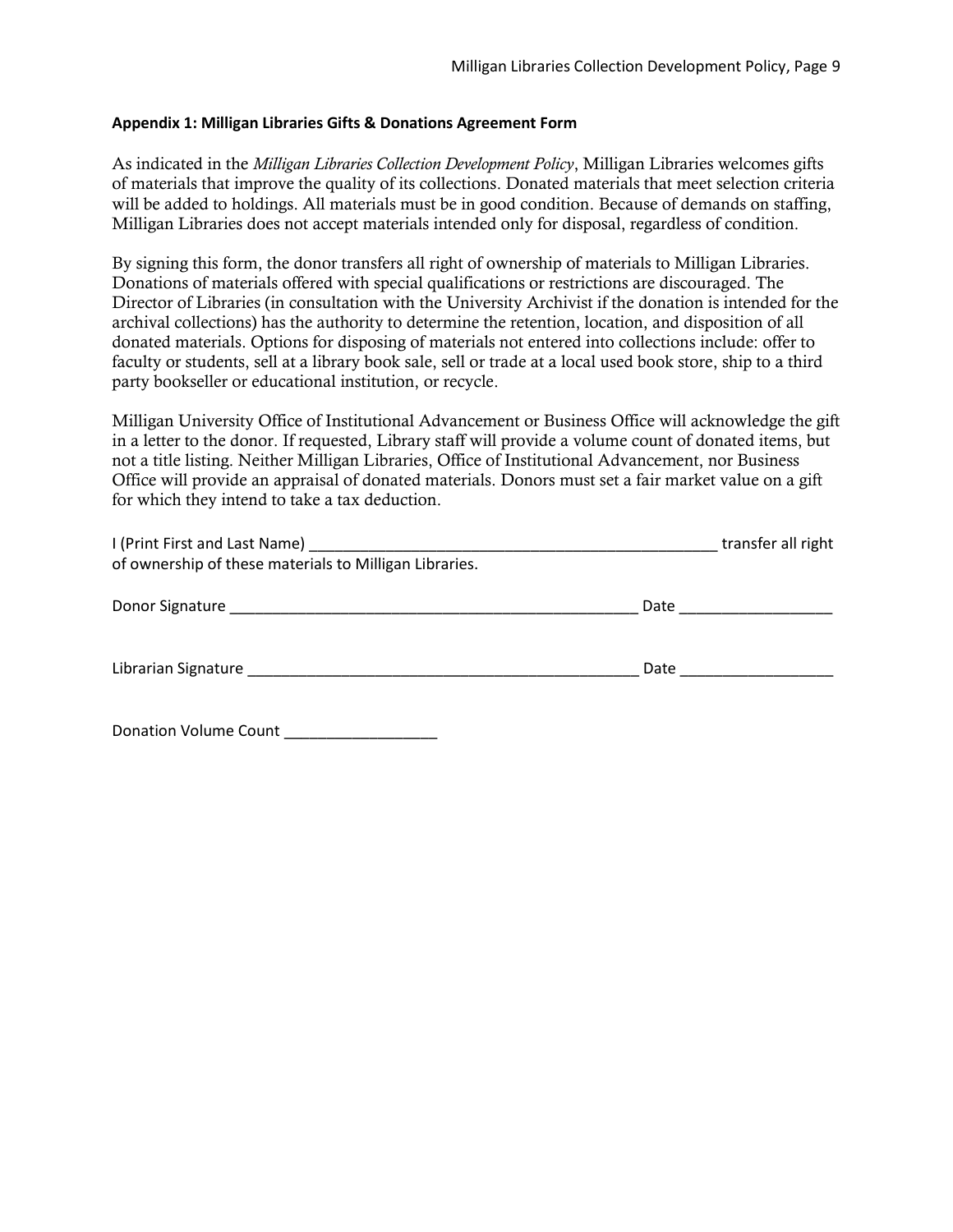**Appendix 1: Milligan Libraries Gifts & Donations Agreement Form**

As indicated in the *Milligan Libraries Collection Development Policy*, Milligan Libraries welcomes gifts of materials that improve the quality of its collections. Donated materials that meet selection criteria will be added to holdings. All materials must be in good condition. Because of demands on staffing, Milligan Libraries does not accept materials intended only for disposal, regardless of condition.

By signing this form, the donor transfers all right of ownership of materials to Milligan Libraries. Donations of materials offered with special qualifications or restrictions are discouraged. The Director of Libraries (in consultation with the University Archivist if the donation is intended for the archival collections) has the authority to determine the retention, location, and disposition of all donated materials. Options for disposing of materials not entered into collections include: offer to faculty or students, sell at a library book sale, sell or trade at a local used book store, ship to a third party bookseller or educational institution, or recycle.

Milligan University Office of Institutional Advancement or Business Office will acknowledge the gift in a letter to the donor. If requested, Library staff will provide a volume count of donated items, but not a title listing. Neither Milligan Libraries, Office of Institutional Advancement, nor Business Office will provide an appraisal of donated materials. Donors must set a fair market value on a gift for which they intend to take a tax deduction.

I (Print First and Last Name) __________________________________________________ transfer all right of ownership of these materials to Milligan Libraries.

Donor Signature __________________________________________________ Date __________________

Librarian Signature _______________________________________________ Date __________________

Donation Volume Count __________________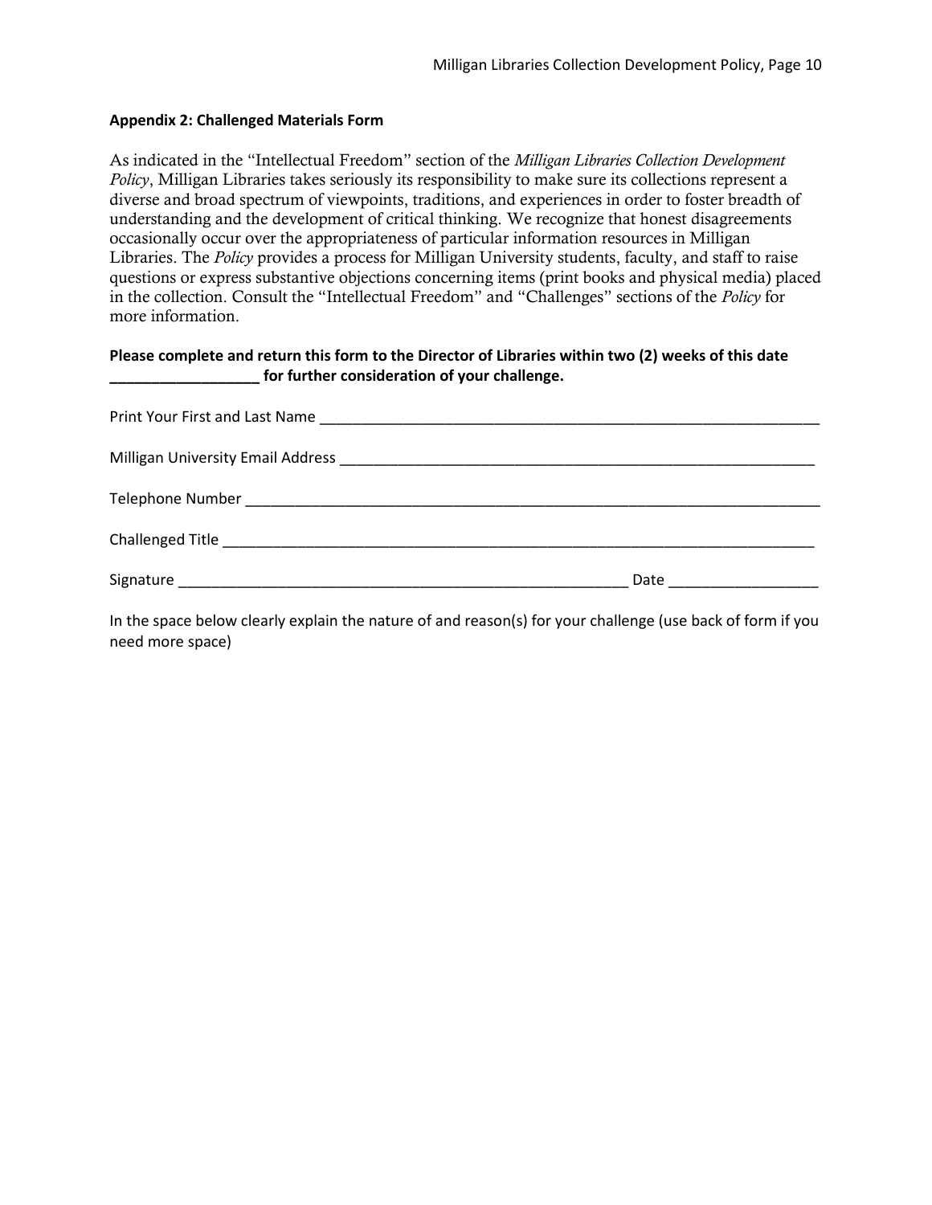**Appendix 2: Challenged Materials Form**

As indicated in the "Intellectual Freedom" section of the *Milligan Libraries Collection Development Policy*, Milligan Libraries takes seriously its responsibility to make sure its collections represent a diverse and broad spectrum of viewpoints, traditions, and experiences in order to foster breadth of understanding and the development of critical thinking. We recognize that honest disagreements occasionally occur over the appropriateness of particular information resources in Milligan Libraries. The *Policy* provides a process for Milligan University students, faculty, and staff to raise questions or express substantive objections concerning items (print books and physical media) placed in the collection. Consult the "Intellectual Freedom" and "Challenges" sections of the *Policy* for more information.

**Please complete and return this form to the Director of Libraries within two (2) weeks of this date __________________ for further consideration of your challenge.**

Print Your First and Last Name ______________________________________________________________

Milligan University Email Address ___________________________________________________________

Telephone Number _______________________________________________________________________

Challenged Title _________________________________________________________________________

Signature _______________________________________________________ Date __________________

In the space below clearly explain the nature of and reason(s) for your challenge (use back of form if you need more space)